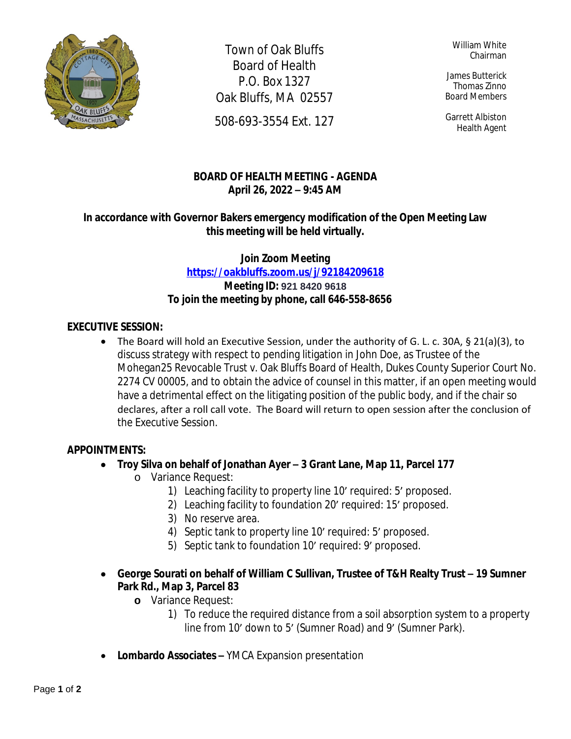Town of Oak Bluffs
Board of Health
P.O. Box 1327
Oak Bluffs, MA 02557

508-693-3554 Ext. 127

William White
Chairman

James Butterick
Thomas Zinno
Board Members

Garrett Albiston
Health Agent

## BOARD OF HEALTH MEETING - AGENDA
## April 26, 2022 – 9:45 AM

**In accordance with Governor Bakers emergency modification of the Open Meeting Law this meeting will be held virtually.**

**Join Zoom Meeting**
**https://oakbluffs.zoom.us/j/92184209618**
**Meeting ID: 921 8420 9618**
**To join the meeting by phone, call 646-558-8656**

**EXECUTIVE SESSION:**

- The Board will hold an Executive Session, under the authority of G. L. c. 30A, § 21(a)(3), to discuss strategy with respect to pending litigation in John Doe, as Trustee of the Mohegan25 Revocable Trust v. Oak Bluffs Board of Health, Dukes County Superior Court No. 2274 CV 00005, and to obtain the advice of counsel in this matter, if an open meeting would have a detrimental effect on the litigating position of the public body, and if the chair so declares, after a roll call vote. The Board will return to open session after the conclusion of the Executive Session.

**APPOINTMENTS:**

- **Troy Silva on behalf of Jonathan Ayer – 3 Grant Lane, Map 11, Parcel 177**
  - Variance Request:
    1) Leaching facility to property line 10' required: 5' proposed.
    2) Leaching facility to foundation 20' required: 15' proposed.
    3) No reserve area.
    4) Septic tank to property line 10' required: 5' proposed.
    5) Septic tank to foundation 10' required: 9' proposed.

- **George Sourati on behalf of William C Sullivan, Trustee of T&H Realty Trust – 19 Sumner Park Rd., Map 3, Parcel 83**
  - Variance Request:
    1) To reduce the required distance from a soil absorption system to a property line from 10' down to 5' (Sumner Road) and 9' (Sumner Park).

- **Lombardo Associates –** YMCA Expansion presentation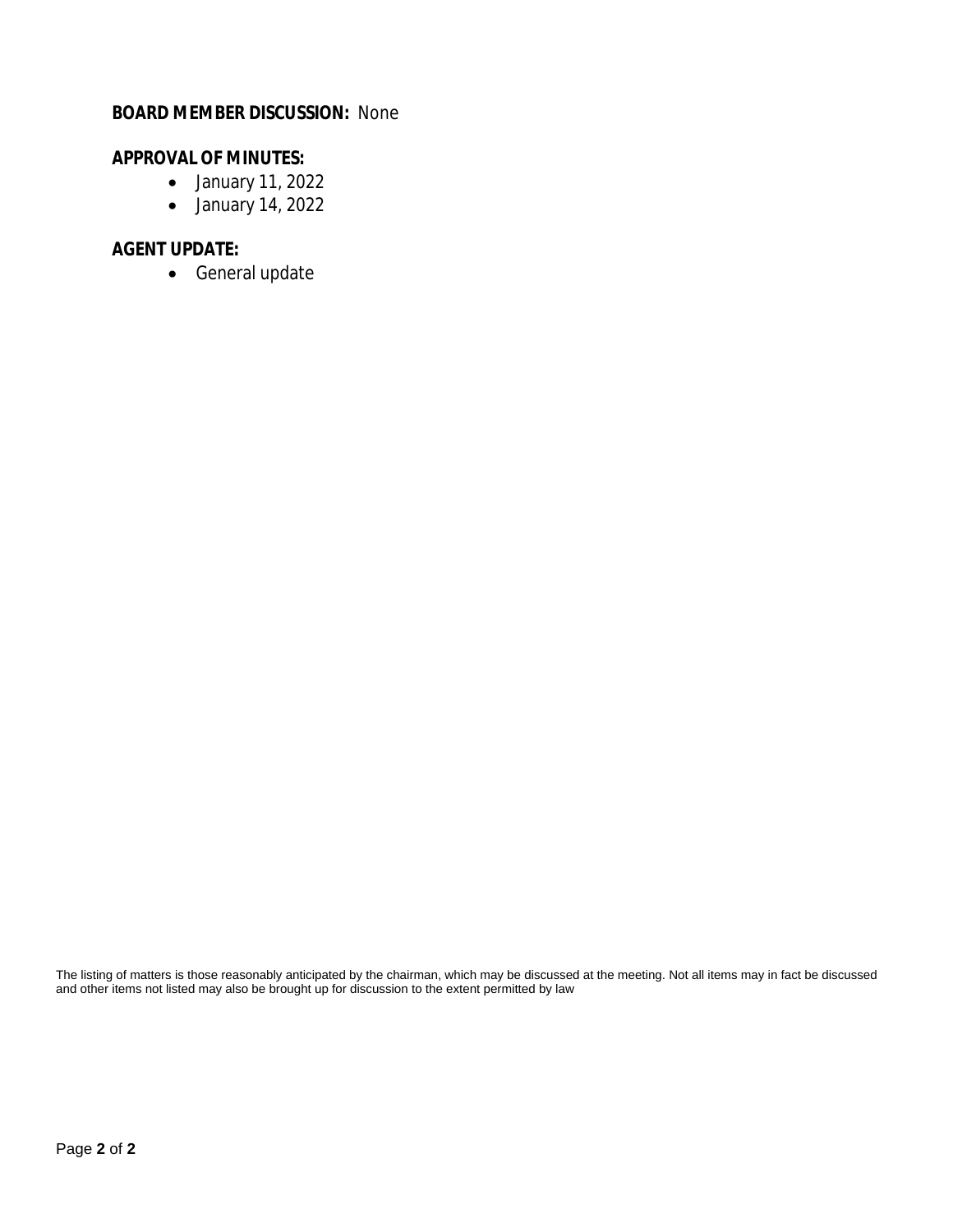**BOARD MEMBER DISCUSSION:** None

**APPROVAL OF MINUTES:**

- January 11, 2022
- January 14, 2022

**AGENT UPDATE:**

- General update

The listing of matters is those reasonably anticipated by the chairman, which may be discussed at the meeting. Not all items may in fact be discussed and other items not listed may also be brought up for discussion to the extent permitted by law